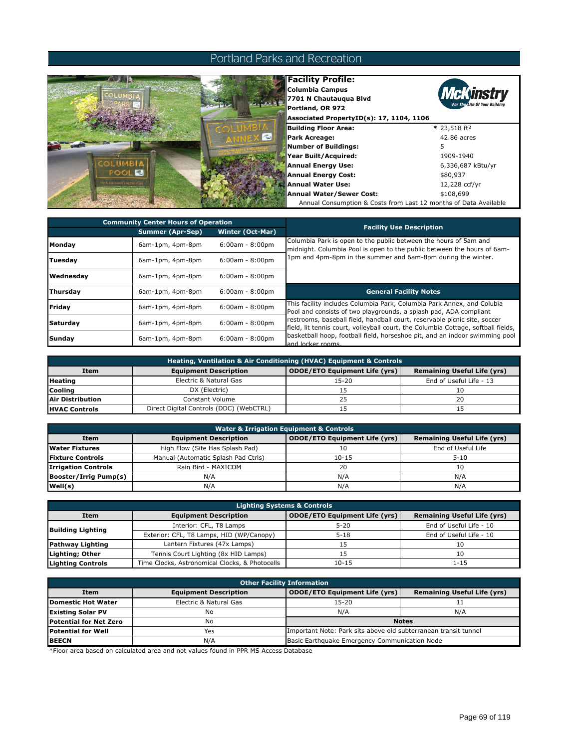# Portland Parks and Recreation

## Facility Profile:

**Columbia Campus**
**7701 N Chautauqua Blvd**
**Portland, OR 972**
**Associated PropertyID(s): 17, 1104, 1106**

| | |
|---|---|
| **Building Floor Area:** | * 23,518 ft² |
| **Park Acreage:** | 42.86 acres |
| **Number of Buildings:** | 5 |
| **Year Built/Acquired:** | 1909-1940 |
| **Annual Energy Use:** | 6,336,687 kBtu/yr |
| **Annual Energy Cost:** | $80,937 |
| **Annual Water Use:** | 12,228 ccf/yr |
| **Annual Water/Sewer Cost:** | $108,699 |

Annual Consumption & Costs from Last 12 months of Data Available

| Community Center Hours of Operation | Summer (Apr-Sep) | Winter (Oct-Mar) |
|---|---|---|
| **Monday** | 6am-1pm, 4pm-8pm | 6:00am - 8:00pm |
| **Tuesday** | 6am-1pm, 4pm-8pm | 6:00am - 8:00pm |
| **Wednesday** | 6am-1pm, 4pm-8pm | 6:00am - 8:00pm |
| **Thursday** | 6am-1pm, 4pm-8pm | 6:00am - 8:00pm |
| **Friday** | 6am-1pm, 4pm-8pm | 6:00am - 8:00pm |
| **Saturday** | 6am-1pm, 4pm-8pm | 6:00am - 8:00pm |
| **Sunday** | 6am-1pm, 4pm-8pm | 6:00am - 8:00pm |

### Facility Use Description

Columbia Park is open to the public between the hours of 5am and midnight. Columbia Pool is open to the public between the hours of 6am-1pm and 4pm-8pm in the summer and 6am-8pm during the winter.

### General Facility Notes

This facility includes Columbia Park, Columbia Park Annex, and Colubia Pool and consists of two playgrounds, a splash pad, ADA compliant restrooms, baseball field, handball court, reservable picnic site, soccer field, lit tennis court, volleyball court, the Columbia Cottage, softball fields, basketball hoop, football field, horseshoe pit, and an indoor swimming pool and locker rooms.

### Heating, Ventilation & Air Conditioning (HVAC) Equipment & Controls

| Item | Equipment Description | ODOE/ETO Equipment Life (yrs) | Remaining Useful Life (yrs) |
|---|---|---|---|
| **Heating** | Electric & Natural Gas | 15-20 | End of Useful Life - 13 |
| **Cooling** | DX (Electric) | 15 | 10 |
| **Air Distribution** | Constant Volume | 25 | 20 |
| **HVAC Controls** | Direct Digital Controls (DDC) (WebCTRL) | 15 | 15 |

### Water & Irrigation Equipment & Controls

| Item | Equipment Description | ODOE/ETO Equipment Life (yrs) | Remaining Useful Life (yrs) |
|---|---|---|---|
| **Water Fixtures** | High Flow (Site Has Splash Pad) | 10 | End of Useful Life |
| **Fixture Controls** | Manual (Automatic Splash Pad Ctrls) | 10-15 | 5-10 |
| **Irrigation Controls** | Rain Bird - MAXICOM | 20 | 10 |
| **Booster/Irrig Pump(s)** | N/A | N/A | N/A |
| **Well(s)** | N/A | N/A | N/A |

### Lighting Systems & Controls

| Item | Equipment Description | ODOE/ETO Equipment Life (yrs) | Remaining Useful Life (yrs) |
|---|---|---|---|
| **Building Lighting** | Interior: CFL, T8 Lamps | 5-20 | End of Useful Life - 10 |
| | Exterior: CFL, T8 Lamps, HID (WP/Canopy) | 5-18 | End of Useful Life - 10 |
| **Pathway Lighting** | Lantern Fixtures (47x Lamps) | 15 | 10 |
| **Lighting; Other** | Tennis Court Lighting (8x HID Lamps) | 15 | 10 |
| **Lighting Controls** | Time Clocks, Astronomical Clocks, & Photocells | 10-15 | 1-15 |

### Other Facility Information

| Item | Equipment Description | ODOE/ETO Equipment Life (yrs) | Remaining Useful Life (yrs) |
|---|---|---|---|
| **Domestic Hot Water** | Electric & Natural Gas | 15-20 | 11 |
| **Existing Solar PV** | No | N/A | N/A |
| **Potential for Net Zero** | No | **Notes** | |
| **Potential for Well** | Yes | Important Note: Park sits above old subterranean transit tunnel | |
| **BEECN** | N/A | Basic Earthquake Emergency Communication Node | |

*Floor area based on calculated area and not values found in PPR MS Access Database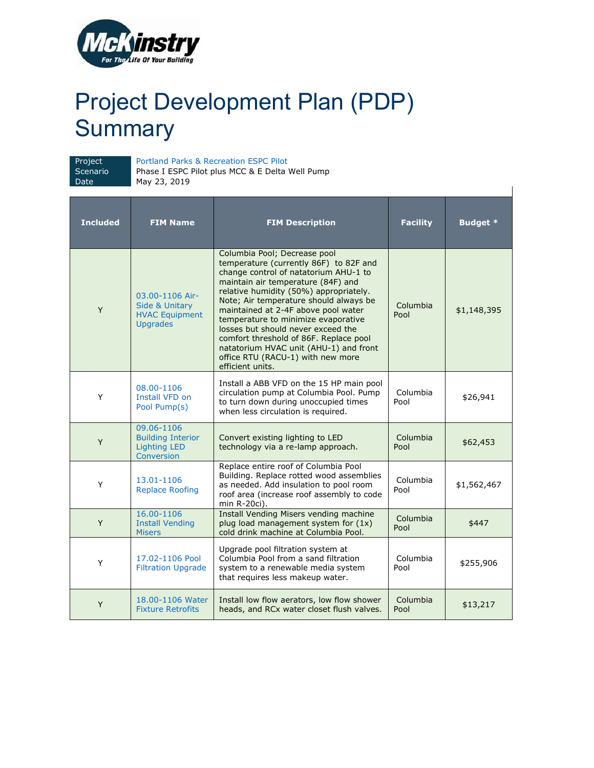# Project Development Plan (PDP) Summary

| | |
|---|---|
| Project | Portland Parks & Recreation ESPC Pilot |
| Scenario | Phase I ESPC Pilot plus MCC & E Delta Well Pump |
| Date | May 23, 2019 |

| Included | FIM Name | FIM Description | Facility | Budget * |
|---|---|---|---|---|
| Y | 03.00-1106 Air-Side & Unitary HVAC Equipment Upgrades | Columbia Pool; Decrease pool temperature (currently 86F) to 82F and change control of natatorium AHU-1 to maintain air temperature (84F) and relative humidity (50%) appropriately. Note; Air temperature should always be maintained at 2-4F above pool water temperature to minimize evaporative losses but should never exceed the comfort threshold of 86F. Replace pool natatorium HVAC unit (AHU-1) and front office RTU (RACU-1) with new more efficient units. | Columbia Pool | $1,148,395 |
| Y | 08.00-1106 Install VFD on Pool Pump(s) | Install a ABB VFD on the 15 HP main pool circulation pump at Columbia Pool. Pump to turn down during unoccupied times when less circulation is required. | Columbia Pool | $26,941 |
| Y | 09.06-1106 Building Interior Lighting LED Conversion | Convert existing lighting to LED technology via a re-lamp approach. | Columbia Pool | $62,453 |
| Y | 13.01-1106 Replace Roofing | Replace entire roof of Columbia Pool Building. Replace rotted wood assemblies as needed. Add insulation to pool room roof area (increase roof assembly to code min R-20ci). | Columbia Pool | $1,562,467 |
| Y | 16.00-1106 Install Vending Misers | Install Vending Misers vending machine plug load management system for (1x) cold drink machine at Columbia Pool. | Columbia Pool | $447 |
| Y | 17.02-1106 Pool Filtration Upgrade | Upgrade pool filtration system at Columbia Pool from a sand filtration system to a renewable media system that requires less makeup water. | Columbia Pool | $255,906 |
| Y | 18.00-1106 Water Fixture Retrofits | Install low flow aerators, low flow shower heads, and RCx water closet flush valves. | Columbia Pool | $13,217 |